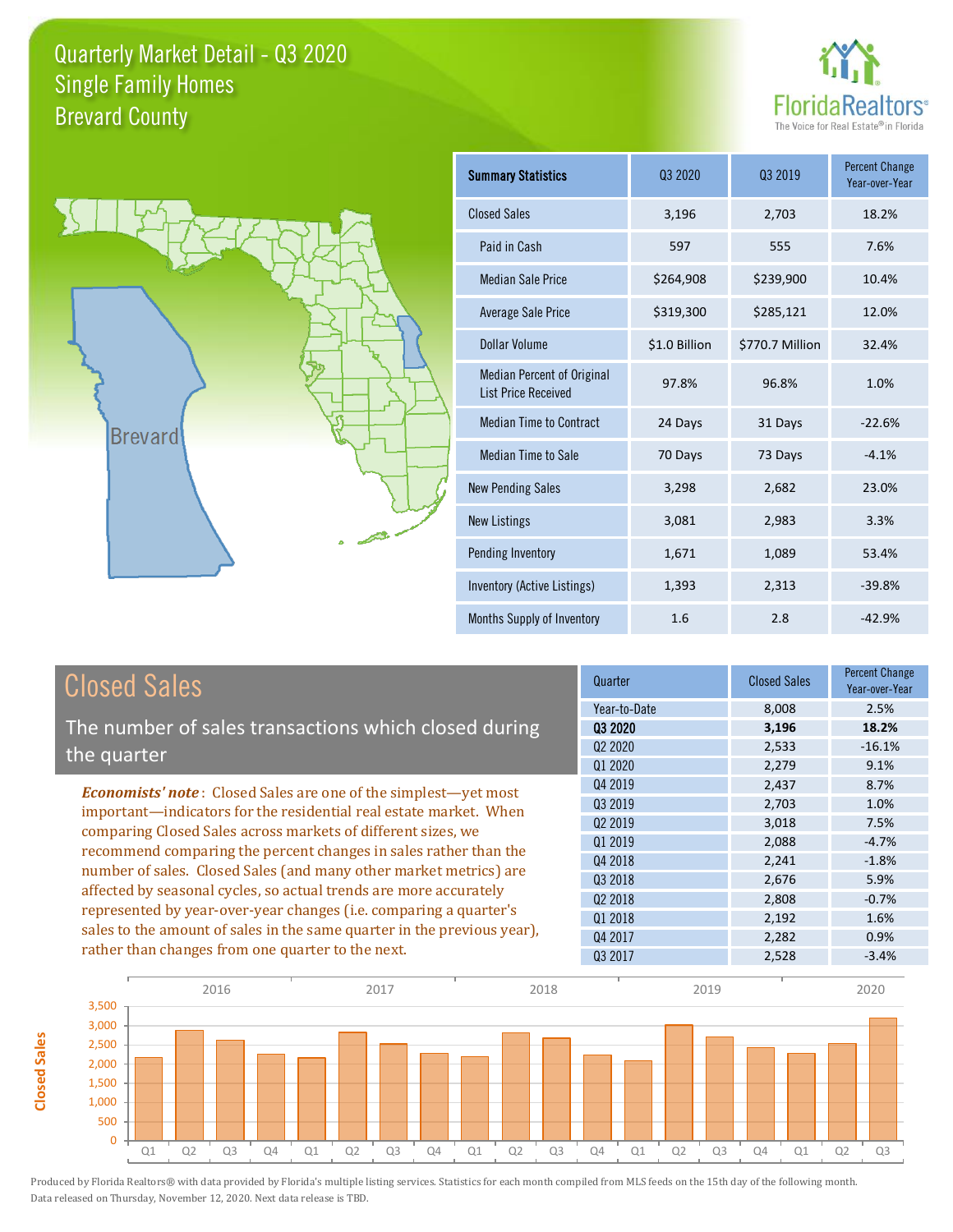# Quarterly Market Detail - Q3 2020
## Single Family Homes
## Brevard County

FloridaRealtors® The Voice for Real Estate® in Florida

| Summary Statistics | Q3 2020 | Q3 2019 | Percent Change Year-over-Year |
|---|---|---|---|
| Closed Sales | 3,196 | 2,703 | 18.2% |
| Paid in Cash | 597 | 555 | 7.6% |
| Median Sale Price | $264,908 | $239,900 | 10.4% |
| Average Sale Price | $319,300 | $285,121 | 12.0% |
| Dollar Volume | $1.0 Billion | $770.7 Million | 32.4% |
| Median Percent of Original List Price Received | 97.8% | 96.8% | 1.0% |
| Median Time to Contract | 24 Days | 31 Days | -22.6% |
| Median Time to Sale | 70 Days | 73 Days | -4.1% |
| New Pending Sales | 3,298 | 2,682 | 23.0% |
| New Listings | 3,081 | 2,983 | 3.3% |
| Pending Inventory | 1,671 | 1,089 | 53.4% |
| Inventory (Active Listings) | 1,393 | 2,313 | -39.8% |
| Months Supply of Inventory | 1.6 | 2.8 | -42.9% |

## Closed Sales

The number of sales transactions which closed during the quarter

*Economists' note*: Closed Sales are one of the simplest—yet most important—indicators for the residential real estate market. When comparing Closed Sales across markets of different sizes, we recommend comparing the percent changes in sales rather than the number of sales. Closed Sales (and many other market metrics) are affected by seasonal cycles, so actual trends are more accurately represented by year-over-year changes (i.e. comparing a quarter's sales to the amount of sales in the same quarter in the previous year), rather than changes from one quarter to the next.

| Quarter | Closed Sales | Percent Change Year-over-Year |
|---|---|---|
| Year-to-Date | 8,008 | 2.5% |
| **Q3 2020** | **3,196** | **18.2%** |
| Q2 2020 | 2,533 | -16.1% |
| Q1 2020 | 2,279 | 9.1% |
| Q4 2019 | 2,437 | 8.7% |
| Q3 2019 | 2,703 | 1.0% |
| Q2 2019 | 3,018 | 7.5% |
| Q1 2019 | 2,088 | -4.7% |
| Q4 2018 | 2,241 | -1.8% |
| Q3 2018 | 2,676 | 5.9% |
| Q2 2018 | 2,808 | -0.7% |
| Q1 2018 | 2,192 | 1.6% |
| Q4 2017 | 2,282 | 0.9% |
| Q3 2017 | 2,528 | -3.4% |

Produced by Florida Realtors® with data provided by Florida's multiple listing services. Statistics for each month compiled from MLS feeds on the 15th day of the following month. Data released on Thursday, November 12, 2020. Next data release is TBD.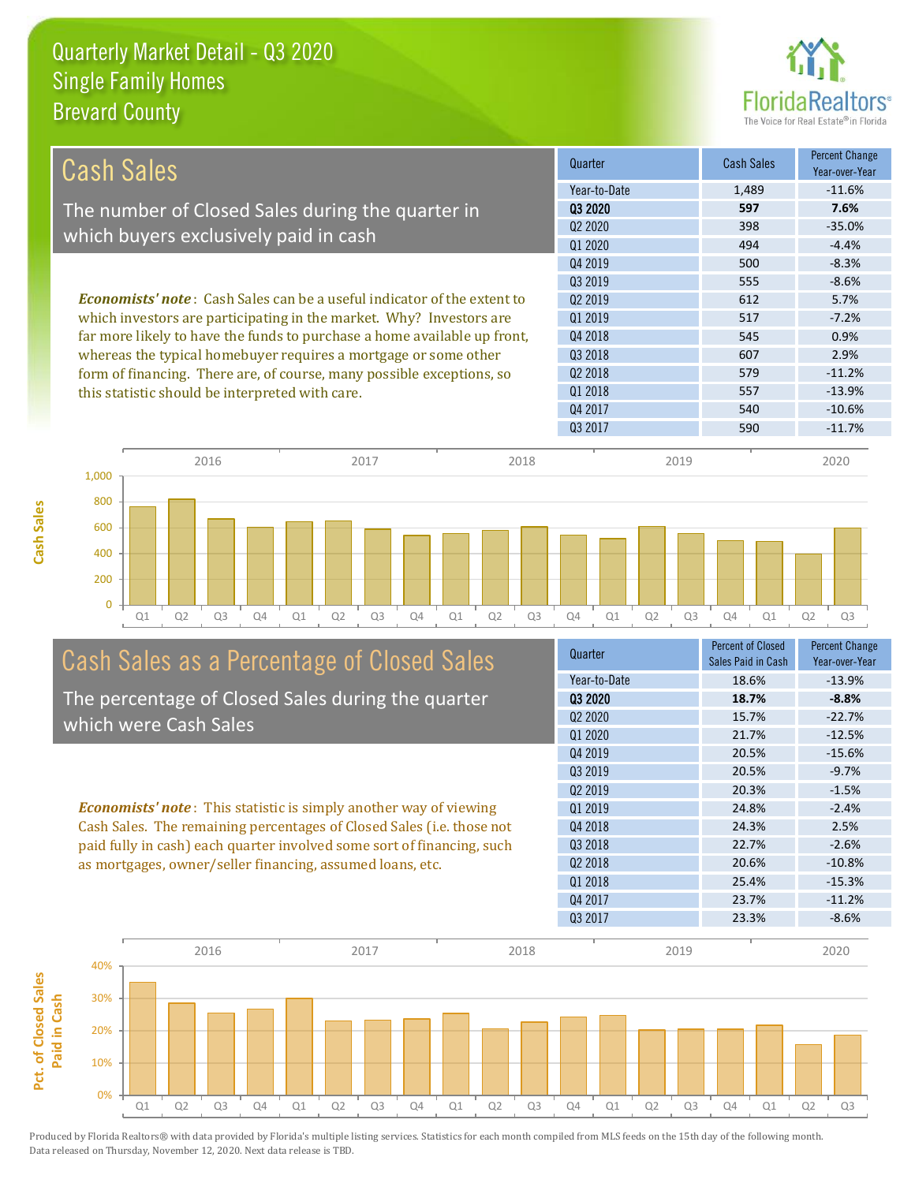# Quarterly Market Detail - Q3 2020
## Single Family Homes
## Brevard County

## Cash Sales

The number of Closed Sales during the quarter in which buyers exclusively paid in cash

*Economists' note*: Cash Sales can be a useful indicator of the extent to which investors are participating in the market. Why? Investors are far more likely to have the funds to purchase a home available up front, whereas the typical homebuyer requires a mortgage or some other form of financing. There are, of course, many possible exceptions, so this statistic should be interpreted with care.

| Quarter | Cash Sales | Percent Change Year-over-Year |
|---|---|---|
| Year-to-Date | 1,489 | -11.6% |
| **Q3 2020** | **597** | **7.6%** |
| Q2 2020 | 398 | -35.0% |
| Q1 2020 | 494 | -4.4% |
| Q4 2019 | 500 | -8.3% |
| Q3 2019 | 555 | -8.6% |
| Q2 2019 | 612 | 5.7% |
| Q1 2019 | 517 | -7.2% |
| Q4 2018 | 545 | 0.9% |
| Q3 2018 | 607 | 2.9% |
| Q2 2018 | 579 | -11.2% |
| Q1 2018 | 557 | -13.9% |
| Q4 2017 | 540 | -10.6% |
| Q3 2017 | 590 | -11.7% |

## Cash Sales as a Percentage of Closed Sales

The percentage of Closed Sales during the quarter which were Cash Sales

*Economists' note*: This statistic is simply another way of viewing Cash Sales. The remaining percentages of Closed Sales (i.e. those not paid fully in cash) each quarter involved some sort of financing, such as mortgages, owner/seller financing, assumed loans, etc.

| Quarter | Percent of Closed Sales Paid in Cash | Percent Change Year-over-Year |
|---|---|---|
| Year-to-Date | 18.6% | -13.9% |
| **Q3 2020** | **18.7%** | **-8.8%** |
| Q2 2020 | 15.7% | -22.7% |
| Q1 2020 | 21.7% | -12.5% |
| Q4 2019 | 20.5% | -15.6% |
| Q3 2019 | 20.5% | -9.7% |
| Q2 2019 | 20.3% | -1.5% |
| Q1 2019 | 24.8% | -2.4% |
| Q4 2018 | 24.3% | 2.5% |
| Q3 2018 | 22.7% | -2.6% |
| Q2 2018 | 20.6% | -10.8% |
| Q1 2018 | 25.4% | -15.3% |
| Q4 2017 | 23.7% | -11.2% |
| Q3 2017 | 23.3% | -8.6% |

Produced by Florida Realtors® with data provided by Florida's multiple listing services. Statistics for each month compiled from MLS feeds on the 15th day of the following month. Data released on Thursday, November 12, 2020. Next data release is TBD.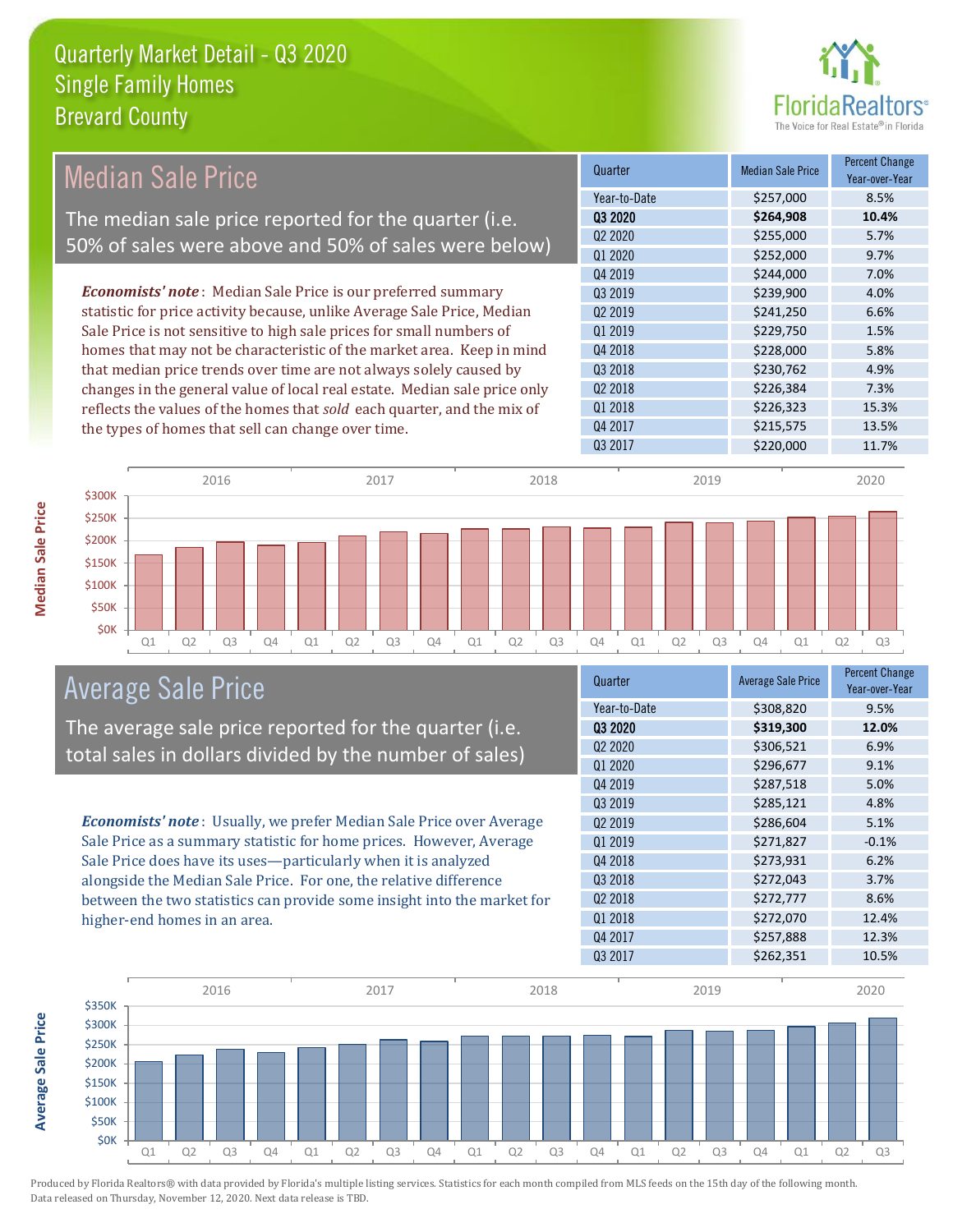# Quarterly Market Detail - Q3 2020
## Single Family Homes
## Brevard County

## Median Sale Price

The median sale price reported for the quarter (i.e. 50% of sales were above and 50% of sales were below)

***Economists' note***: Median Sale Price is our preferred summary statistic for price activity because, unlike Average Sale Price, Median Sale Price is not sensitive to high sale prices for small numbers of homes that may not be characteristic of the market area. Keep in mind that median price trends over time are not always solely caused by changes in the general value of local real estate. Median sale price only reflects the values of the homes that *sold* each quarter, and the mix of the types of homes that sell can change over time.

| Quarter | Median Sale Price | Percent Change Year-over-Year |
|---|---|---|
| Year-to-Date | $257,000 | 8.5% |
| **Q3 2020** | **$264,908** | **10.4%** |
| Q2 2020 | $255,000 | 5.7% |
| Q1 2020 | $252,000 | 9.7% |
| Q4 2019 | $244,000 | 7.0% |
| Q3 2019 | $239,900 | 4.0% |
| Q2 2019 | $241,250 | 6.6% |
| Q1 2019 | $229,750 | 1.5% |
| Q4 2018 | $228,000 | 5.8% |
| Q3 2018 | $230,762 | 4.9% |
| Q2 2018 | $226,384 | 7.3% |
| Q1 2018 | $226,323 | 15.3% |
| Q4 2017 | $215,575 | 13.5% |
| Q3 2017 | $220,000 | 11.7% |

## Average Sale Price

The average sale price reported for the quarter (i.e. total sales in dollars divided by the number of sales)

***Economists' note***: Usually, we prefer Median Sale Price over Average Sale Price as a summary statistic for home prices. However, Average Sale Price does have its uses—particularly when it is analyzed alongside the Median Sale Price. For one, the relative difference between the two statistics can provide some insight into the market for higher-end homes in an area.

| Quarter | Average Sale Price | Percent Change Year-over-Year |
|---|---|---|
| Year-to-Date | $308,820 | 9.5% |
| **Q3 2020** | **$319,300** | **12.0%** |
| Q2 2020 | $306,521 | 6.9% |
| Q1 2020 | $296,677 | 9.1% |
| Q4 2019 | $287,518 | 5.0% |
| Q3 2019 | $285,121 | 4.8% |
| Q2 2019 | $286,604 | 5.1% |
| Q1 2019 | $271,827 | -0.1% |
| Q4 2018 | $273,931 | 6.2% |
| Q3 2018 | $272,043 | 3.7% |
| Q2 2018 | $272,777 | 8.6% |
| Q1 2018 | $272,070 | 12.4% |
| Q4 2017 | $257,888 | 12.3% |
| Q3 2017 | $262,351 | 10.5% |

Produced by Florida Realtors® with data provided by Florida's multiple listing services. Statistics for each month compiled from MLS feeds on the 15th day of the following month. Data released on Thursday, November 12, 2020. Next data release is TBD.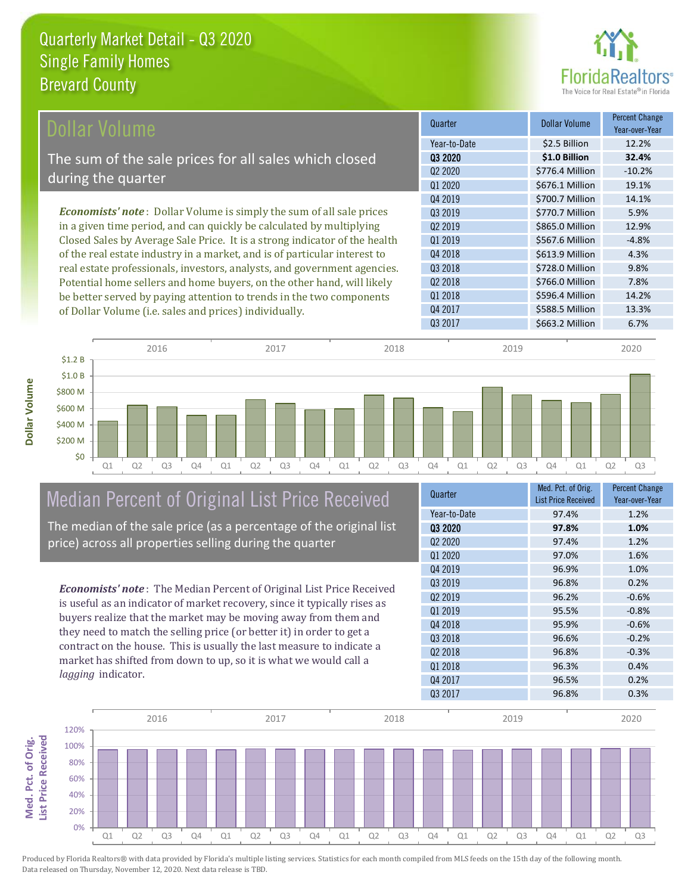# Quarterly Market Detail - Q3 2020
## Single Family Homes
## Brevard County

## Dollar Volume

The sum of the sale prices for all sales which closed during the quarter

***Economists' note***: Dollar Volume is simply the sum of all sale prices in a given time period, and can quickly be calculated by multiplying Closed Sales by Average Sale Price. It is a strong indicator of the health of the real estate industry in a market, and is of particular interest to real estate professionals, investors, analysts, and government agencies. Potential home sellers and home buyers, on the other hand, will likely be better served by paying attention to trends in the two components of Dollar Volume (i.e. sales and prices) individually.

| Quarter | Dollar Volume | Percent Change Year-over-Year |
|---|---|---|
| Year-to-Date | $2.5 Billion | 12.2% |
| **Q3 2020** | **$1.0 Billion** | **32.4%** |
| Q2 2020 | $776.4 Million | -10.2% |
| Q1 2020 | $676.1 Million | 19.1% |
| Q4 2019 | $700.7 Million | 14.1% |
| Q3 2019 | $770.7 Million | 5.9% |
| Q2 2019 | $865.0 Million | 12.9% |
| Q1 2019 | $567.6 Million | -4.8% |
| Q4 2018 | $613.9 Million | 4.3% |
| Q3 2018 | $728.0 Million | 9.8% |
| Q2 2018 | $766.0 Million | 7.8% |
| Q1 2018 | $596.4 Million | 14.2% |
| Q4 2017 | $588.5 Million | 13.3% |
| Q3 2017 | $663.2 Million | 6.7% |

## Median Percent of Original List Price Received

The median of the sale price (as a percentage of the original list price) across all properties selling during the quarter

***Economists' note***: The Median Percent of Original List Price Received is useful as an indicator of market recovery, since it typically rises as buyers realize that the market may be moving away from them and they need to match the selling price (or better it) in order to get a contract on the house. This is usually the last measure to indicate a market has shifted from down to up, so it is what we would call a *lagging* indicator.

| Quarter | Med. Pct. of Orig. List Price Received | Percent Change Year-over-Year |
|---|---|---|
| Year-to-Date | 97.4% | 1.2% |
| **Q3 2020** | **97.8%** | **1.0%** |
| Q2 2020 | 97.4% | 1.2% |
| Q1 2020 | 97.0% | 1.6% |
| Q4 2019 | 96.9% | 1.0% |
| Q3 2019 | 96.8% | 0.2% |
| Q2 2019 | 96.2% | -0.6% |
| Q1 2019 | 95.5% | -0.8% |
| Q4 2018 | 95.9% | -0.6% |
| Q3 2018 | 96.6% | -0.2% |
| Q2 2018 | 96.8% | -0.3% |
| Q1 2018 | 96.3% | 0.4% |
| Q4 2017 | 96.5% | 0.2% |
| Q3 2017 | 96.8% | 0.3% |

Produced by Florida Realtors® with data provided by Florida's multiple listing services. Statistics for each month compiled from MLS feeds on the 15th day of the following month. Data released on Thursday, November 12, 2020. Next data release is TBD.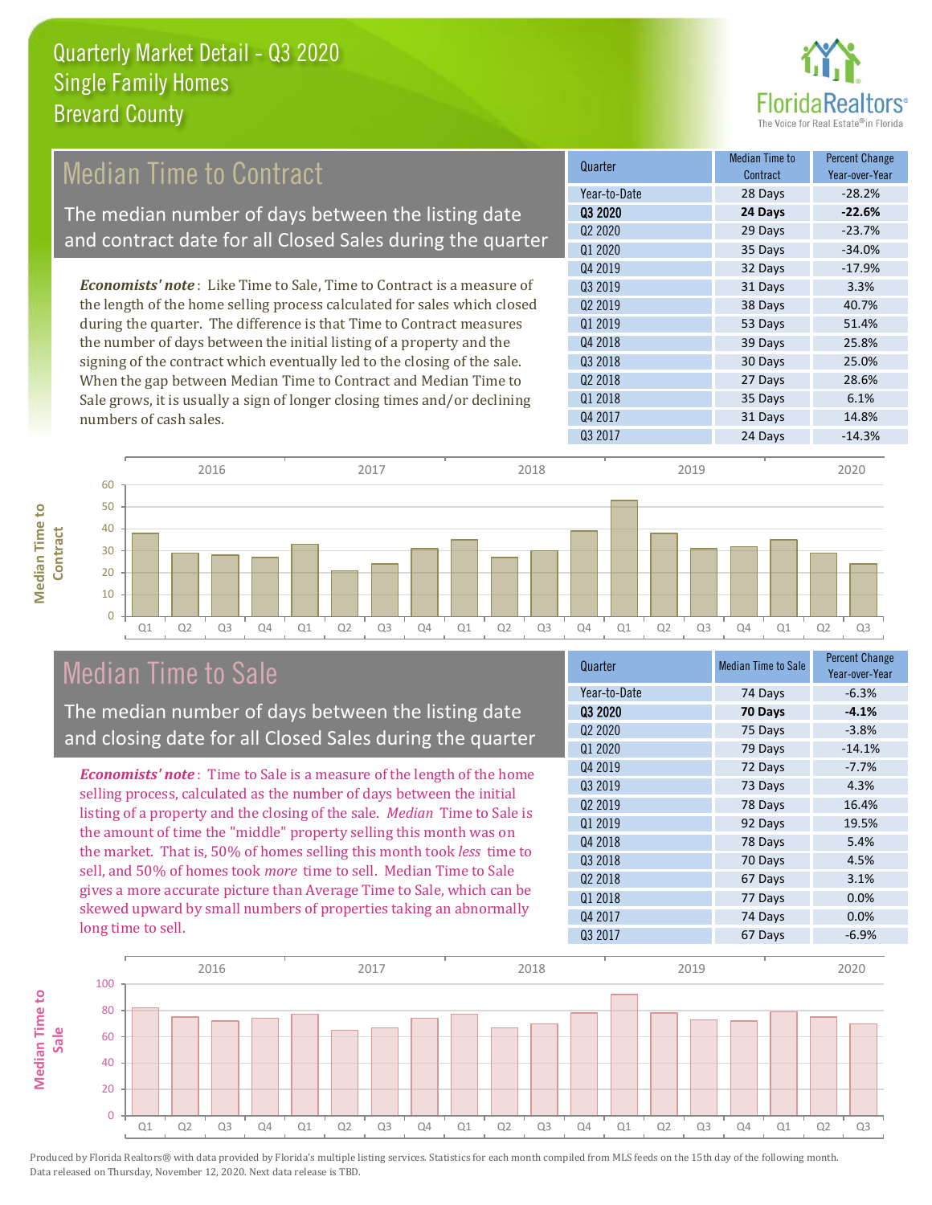# Quarterly Market Detail - Q3 2020
## Single Family Homes
## Brevard County

## Median Time to Contract

The median number of days between the listing date and contract date for all Closed Sales during the quarter

*Economists' note*: Like Time to Sale, Time to Contract is a measure of the length of the home selling process calculated for sales which closed during the quarter. The difference is that Time to Contract measures the number of days between the initial listing of a property and the signing of the contract which eventually led to the closing of the sale. When the gap between Median Time to Contract and Median Time to Sale grows, it is usually a sign of longer closing times and/or declining numbers of cash sales.

| Quarter | Median Time to Contract | Percent Change Year-over-Year |
|---|---|---|
| Year-to-Date | 28 Days | -28.2% |
| **Q3 2020** | **24 Days** | **-22.6%** |
| Q2 2020 | 29 Days | -23.7% |
| Q1 2020 | 35 Days | -34.0% |
| Q4 2019 | 32 Days | -17.9% |
| Q3 2019 | 31 Days | 3.3% |
| Q2 2019 | 38 Days | 40.7% |
| Q1 2019 | 53 Days | 51.4% |
| Q4 2018 | 39 Days | 25.8% |
| Q3 2018 | 30 Days | 25.0% |
| Q2 2018 | 27 Days | 28.6% |
| Q1 2018 | 35 Days | 6.1% |
| Q4 2017 | 31 Days | 14.8% |
| Q3 2017 | 24 Days | -14.3% |

## Median Time to Sale

The median number of days between the listing date and closing date for all Closed Sales during the quarter

*Economists' note*: Time to Sale is a measure of the length of the home selling process, calculated as the number of days between the initial listing of a property and the closing of the sale. *Median* Time to Sale is the amount of time the "middle" property selling this month was on the market. That is, 50% of homes selling this month took *less* time to sell, and 50% of homes took *more* time to sell. Median Time to Sale gives a more accurate picture than Average Time to Sale, which can be skewed upward by small numbers of properties taking an abnormally long time to sell.

| Quarter | Median Time to Sale | Percent Change Year-over-Year |
|---|---|---|
| Year-to-Date | 74 Days | -6.3% |
| **Q3 2020** | **70 Days** | **-4.1%** |
| Q2 2020 | 75 Days | -3.8% |
| Q1 2020 | 79 Days | -14.1% |
| Q4 2019 | 72 Days | -7.7% |
| Q3 2019 | 73 Days | 4.3% |
| Q2 2019 | 78 Days | 16.4% |
| Q1 2019 | 92 Days | 19.5% |
| Q4 2018 | 78 Days | 5.4% |
| Q3 2018 | 70 Days | 4.5% |
| Q2 2018 | 67 Days | 3.1% |
| Q1 2018 | 77 Days | 0.0% |
| Q4 2017 | 74 Days | 0.0% |
| Q3 2017 | 67 Days | -6.9% |

Produced by Florida Realtors® with data provided by Florida's multiple listing services. Statistics for each month compiled from MLS feeds on the 15th day of the following month. Data released on Thursday, November 12, 2020. Next data release is TBD.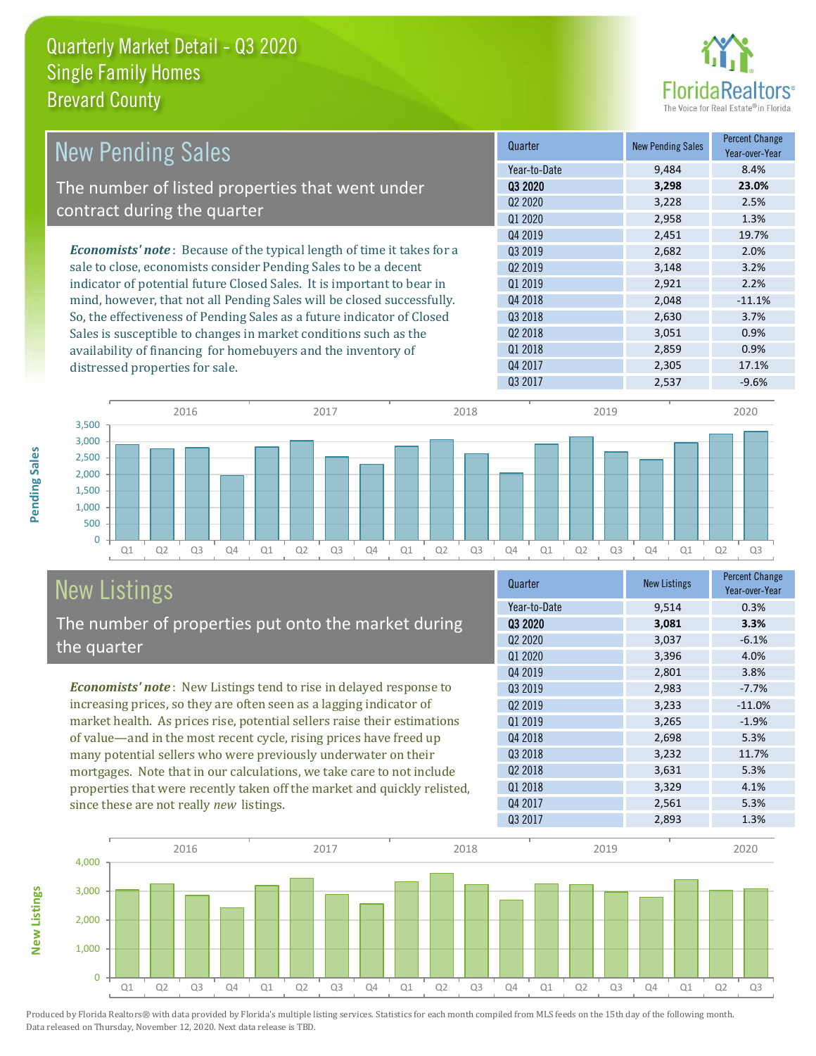# Quarterly Market Detail - Q3 2020
## Single Family Homes
## Brevard County

## New Pending Sales

The number of listed properties that went under contract during the quarter

***Economists' note***: Because of the typical length of time it takes for a sale to close, economists consider Pending Sales to be a decent indicator of potential future Closed Sales. It is important to bear in mind, however, that not all Pending Sales will be closed successfully. So, the effectiveness of Pending Sales as a future indicator of Closed Sales is susceptible to changes in market conditions such as the availability of financing for homebuyers and the inventory of distressed properties for sale.

| Quarter | New Pending Sales | Percent Change Year-over-Year |
|---|---|---|
| Year-to-Date | 9,484 | 8.4% |
| **Q3 2020** | **3,298** | **23.0%** |
| Q2 2020 | 3,228 | 2.5% |
| Q1 2020 | 2,958 | 1.3% |
| Q4 2019 | 2,451 | 19.7% |
| Q3 2019 | 2,682 | 2.0% |
| Q2 2019 | 3,148 | 3.2% |
| Q1 2019 | 2,921 | 2.2% |
| Q4 2018 | 2,048 | -11.1% |
| Q3 2018 | 2,630 | 3.7% |
| Q2 2018 | 3,051 | 0.9% |
| Q1 2018 | 2,859 | 0.9% |
| Q4 2017 | 2,305 | 17.1% |
| Q3 2017 | 2,537 | -9.6% |

## New Listings

The number of properties put onto the market during the quarter

***Economists' note***: New Listings tend to rise in delayed response to increasing prices, so they are often seen as a lagging indicator of market health. As prices rise, potential sellers raise their estimations of value—and in the most recent cycle, rising prices have freed up many potential sellers who were previously underwater on their mortgages. Note that in our calculations, we take care to not include properties that were recently taken off the market and quickly relisted, since these are not really *new* listings.

| Quarter | New Listings | Percent Change Year-over-Year |
|---|---|---|
| Year-to-Date | 9,514 | 0.3% |
| **Q3 2020** | **3,081** | **3.3%** |
| Q2 2020 | 3,037 | -6.1% |
| Q1 2020 | 3,396 | 4.0% |
| Q4 2019 | 2,801 | 3.8% |
| Q3 2019 | 2,983 | -7.7% |
| Q2 2019 | 3,233 | -11.0% |
| Q1 2019 | 3,265 | -1.9% |
| Q4 2018 | 2,698 | 5.3% |
| Q3 2018 | 3,232 | 11.7% |
| Q2 2018 | 3,631 | 5.3% |
| Q1 2018 | 3,329 | 4.1% |
| Q4 2017 | 2,561 | 5.3% |
| Q3 2017 | 2,893 | 1.3% |

Produced by Florida Realtors® with data provided by Florida's multiple listing services. Statistics for each month compiled from MLS feeds on the 15th day of the following month. Data released on Thursday, November 12, 2020. Next data release is TBD.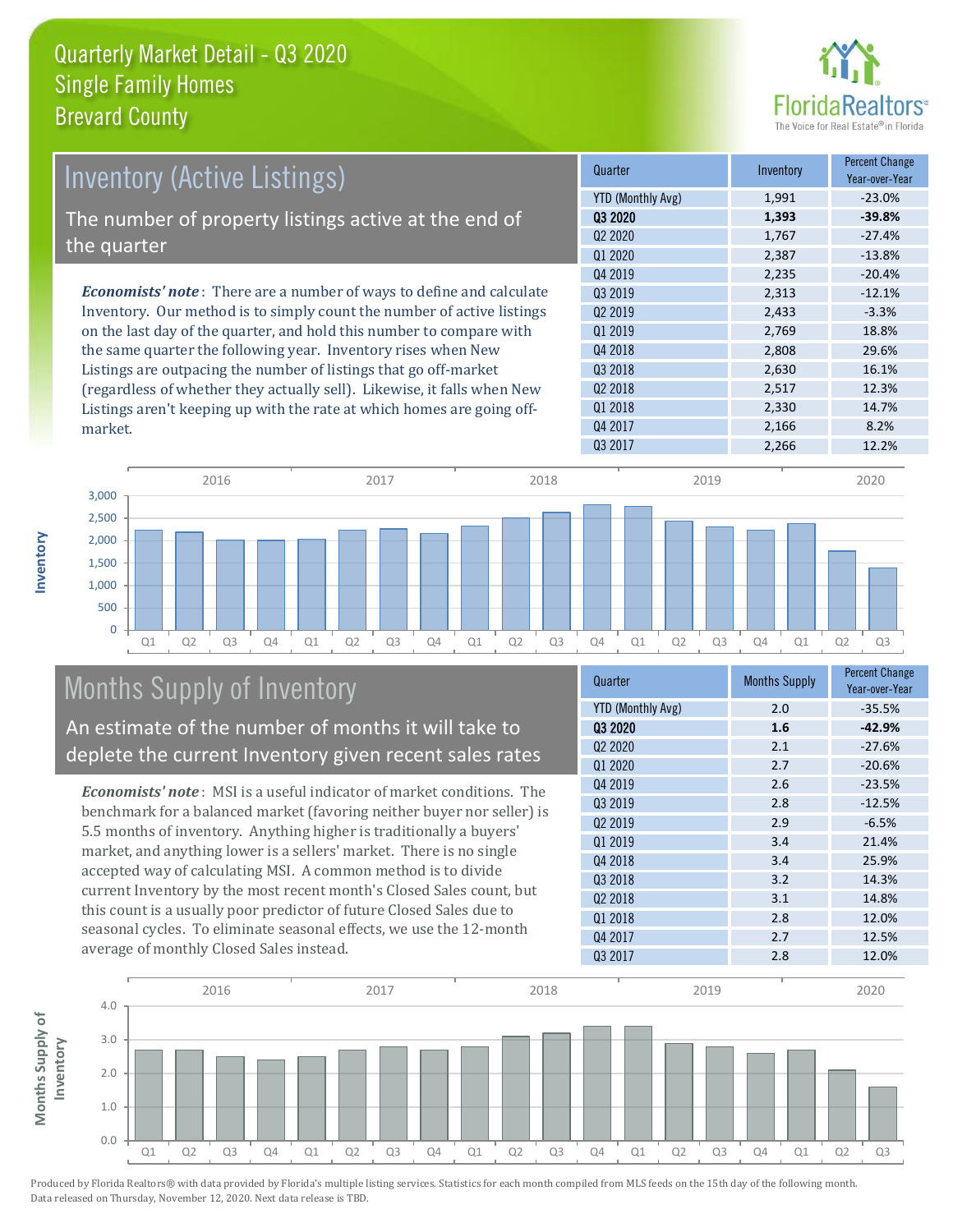# Quarterly Market Detail - Q3 2020
## Single Family Homes
## Brevard County

## Inventory (Active Listings)

The number of property listings active at the end of the quarter

***Economists' note***: There are a number of ways to define and calculate Inventory. Our method is to simply count the number of active listings on the last day of the quarter, and hold this number to compare with the same quarter the following year. Inventory rises when New Listings are outpacing the number of listings that go off-market (regardless of whether they actually sell). Likewise, it falls when New Listings aren't keeping up with the rate at which homes are going off-market.

| Quarter | Inventory | Percent Change Year-over-Year |
|---|---|---|
| YTD (Monthly Avg) | 1,991 | -23.0% |
| **Q3 2020** | **1,393** | **-39.8%** |
| Q2 2020 | 1,767 | -27.4% |
| Q1 2020 | 2,387 | -13.8% |
| Q4 2019 | 2,235 | -20.4% |
| Q3 2019 | 2,313 | -12.1% |
| Q2 2019 | 2,433 | -3.3% |
| Q1 2019 | 2,769 | 18.8% |
| Q4 2018 | 2,808 | 29.6% |
| Q3 2018 | 2,630 | 16.1% |
| Q2 2018 | 2,517 | 12.3% |
| Q1 2018 | 2,330 | 14.7% |
| Q4 2017 | 2,166 | 8.2% |
| Q3 2017 | 2,266 | 12.2% |

## Months Supply of Inventory

An estimate of the number of months it will take to deplete the current Inventory given recent sales rates

***Economists' note***: MSI is a useful indicator of market conditions. The benchmark for a balanced market (favoring neither buyer nor seller) is 5.5 months of inventory. Anything higher is traditionally a buyers' market, and anything lower is a sellers' market. There is no single accepted way of calculating MSI. A common method is to divide current Inventory by the most recent month's Closed Sales count, but this count is a usually poor predictor of future Closed Sales due to seasonal cycles. To eliminate seasonal effects, we use the 12-month average of monthly Closed Sales instead.

| Quarter | Months Supply | Percent Change Year-over-Year |
|---|---|---|
| YTD (Monthly Avg) | 2.0 | -35.5% |
| **Q3 2020** | **1.6** | **-42.9%** |
| Q2 2020 | 2.1 | -27.6% |
| Q1 2020 | 2.7 | -20.6% |
| Q4 2019 | 2.6 | -23.5% |
| Q3 2019 | 2.8 | -12.5% |
| Q2 2019 | 2.9 | -6.5% |
| Q1 2019 | 3.4 | 21.4% |
| Q4 2018 | 3.4 | 25.9% |
| Q3 2018 | 3.2 | 14.3% |
| Q2 2018 | 3.1 | 14.8% |
| Q1 2018 | 2.8 | 12.0% |
| Q4 2017 | 2.7 | 12.5% |
| Q3 2017 | 2.8 | 12.0% |

Produced by Florida Realtors® with data provided by Florida's multiple listing services. Statistics for each month compiled from MLS feeds on the 15th day of the following month. Data released on Thursday, November 12, 2020. Next data release is TBD.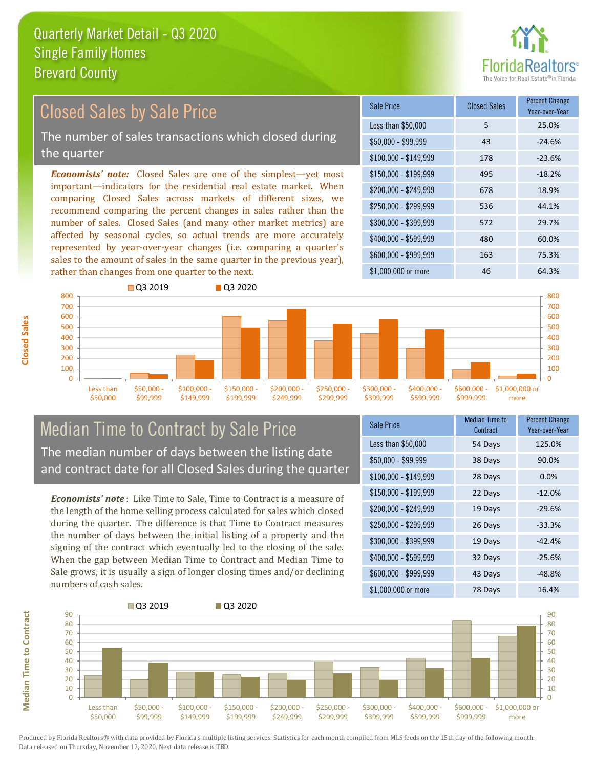# Quarterly Market Detail - Q3 2020
## Single Family Homes
## Brevard County

## Closed Sales by Sale Price

The number of sales transactions which closed during the quarter

***Economists' note:*** Closed Sales are one of the simplest—yet most important—indicators for the residential real estate market. When comparing Closed Sales across markets of different sizes, we recommend comparing the percent changes in sales rather than the number of sales. Closed Sales (and many other market metrics) are affected by seasonal cycles, so actual trends are more accurately represented by year-over-year changes (i.e. comparing a quarter's sales to the amount of sales in the same quarter in the previous year), rather than changes from one quarter to the next.

| Sale Price | Closed Sales | Percent Change Year-over-Year |
|---|---|---|
| Less than $50,000 | 5 | 25.0% |
| $50,000 - $99,999 | 43 | -24.6% |
| $100,000 - $149,999 | 178 | -23.6% |
| $150,000 - $199,999 | 495 | -18.2% |
| $200,000 - $249,999 | 678 | 18.9% |
| $250,000 - $299,999 | 536 | 44.1% |
| $300,000 - $399,999 | 572 | 29.7% |
| $400,000 - $599,999 | 480 | 60.0% |
| $600,000 - $999,999 | 163 | 75.3% |
| $1,000,000 or more | 46 | 64.3% |

## Median Time to Contract by Sale Price

The median number of days between the listing date and contract date for all Closed Sales during the quarter

***Economists' note*** : Like Time to Sale, Time to Contract is a measure of the length of the home selling process calculated for sales which closed during the quarter. The difference is that Time to Contract measures the number of days between the initial listing of a property and the signing of the contract which eventually led to the closing of the sale. When the gap between Median Time to Contract and Median Time to Sale grows, it is usually a sign of longer closing times and/or declining numbers of cash sales.

| Sale Price | Median Time to Contract | Percent Change Year-over-Year |
|---|---|---|
| Less than $50,000 | 54 Days | 125.0% |
| $50,000 - $99,999 | 38 Days | 90.0% |
| $100,000 - $149,999 | 28 Days | 0.0% |
| $150,000 - $199,999 | 22 Days | -12.0% |
| $200,000 - $249,999 | 19 Days | -29.6% |
| $250,000 - $299,999 | 26 Days | -33.3% |
| $300,000 - $399,999 | 19 Days | -42.4% |
| $400,000 - $599,999 | 32 Days | -25.6% |
| $600,000 - $999,999 | 43 Days | -48.8% |
| $1,000,000 or more | 78 Days | 16.4% |

Produced by Florida Realtors® with data provided by Florida's multiple listing services. Statistics for each month compiled from MLS feeds on the 15th day of the following month. Data released on Thursday, November 12, 2020. Next data release is TBD.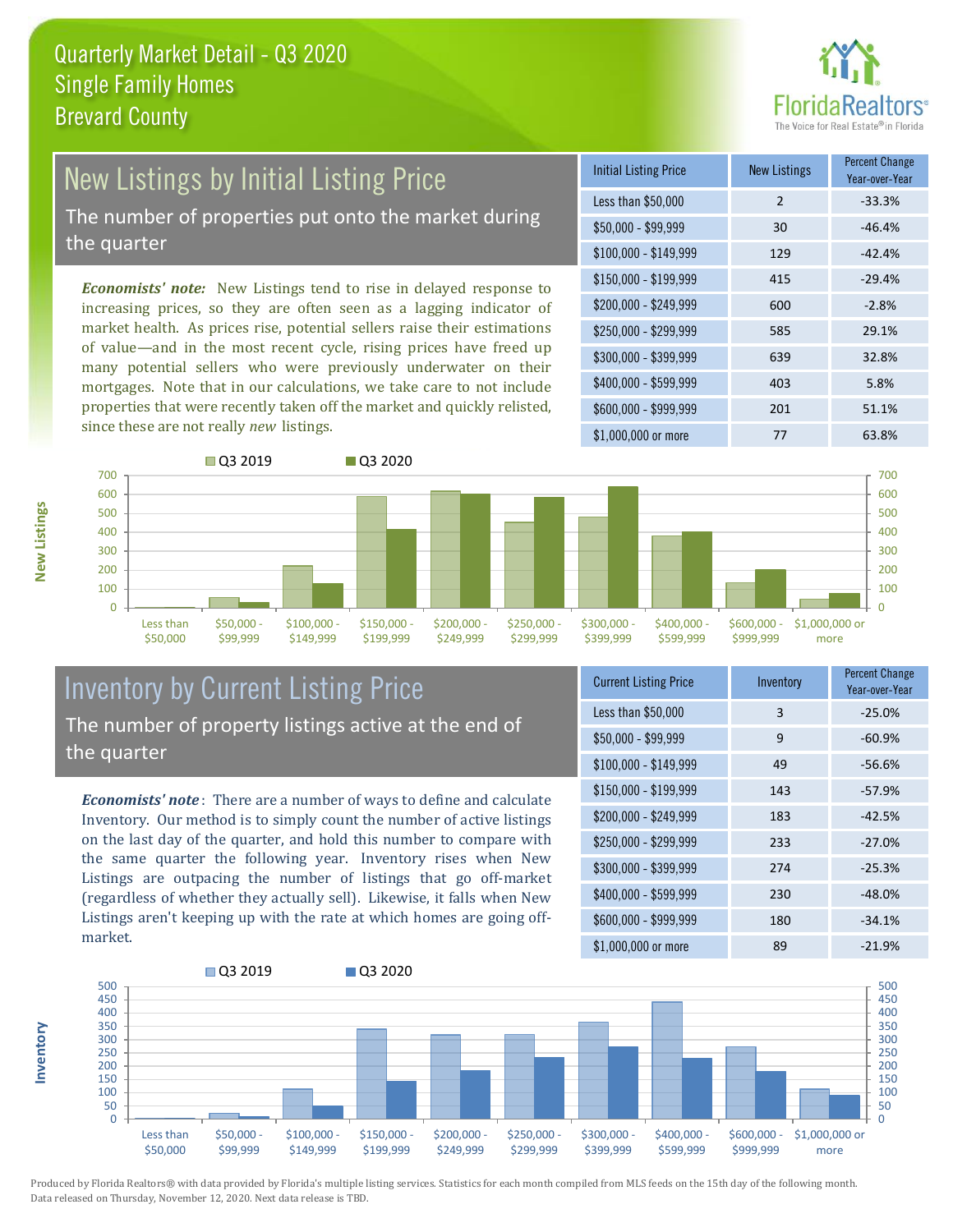# Quarterly Market Detail - Q3 2020
## Single Family Homes
## Brevard County

## New Listings by Initial Listing Price

The number of properties put onto the market during the quarter

*Economists' note:* New Listings tend to rise in delayed response to increasing prices, so they are often seen as a lagging indicator of market health. As prices rise, potential sellers raise their estimations of value—and in the most recent cycle, rising prices have freed up many potential sellers who were previously underwater on their mortgages. Note that in our calculations, we take care to not include properties that were recently taken off the market and quickly relisted, since these are not really *new* listings.

| Initial Listing Price | New Listings | Percent Change Year-over-Year |
|---|---|---|
| Less than $50,000 | 2 | -33.3% |
| $50,000 - $99,999 | 30 | -46.4% |
| $100,000 - $149,999 | 129 | -42.4% |
| $150,000 - $199,999 | 415 | -29.4% |
| $200,000 - $249,999 | 600 | -2.8% |
| $250,000 - $299,999 | 585 | 29.1% |
| $300,000 - $399,999 | 639 | 32.8% |
| $400,000 - $599,999 | 403 | 5.8% |
| $600,000 - $999,999 | 201 | 51.1% |
| $1,000,000 or more | 77 | 63.8% |

## Inventory by Current Listing Price

The number of property listings active at the end of the quarter

*Economists' note*: There are a number of ways to define and calculate Inventory. Our method is to simply count the number of active listings on the last day of the quarter, and hold this number to compare with the same quarter the following year. Inventory rises when New Listings are outpacing the number of listings that go off-market (regardless of whether they actually sell). Likewise, it falls when New Listings aren't keeping up with the rate at which homes are going off-market.

| Current Listing Price | Inventory | Percent Change Year-over-Year |
|---|---|---|
| Less than $50,000 | 3 | -25.0% |
| $50,000 - $99,999 | 9 | -60.9% |
| $100,000 - $149,999 | 49 | -56.6% |
| $150,000 - $199,999 | 143 | -57.9% |
| $200,000 - $249,999 | 183 | -42.5% |
| $250,000 - $299,999 | 233 | -27.0% |
| $300,000 - $399,999 | 274 | -25.3% |
| $400,000 - $599,999 | 230 | -48.0% |
| $600,000 - $999,999 | 180 | -34.1% |
| $1,000,000 or more | 89 | -21.9% |

Produced by Florida Realtors® with data provided by Florida's multiple listing services. Statistics for each month compiled from MLS feeds on the 15th day of the following month. Data released on Thursday, November 12, 2020. Next data release is TBD.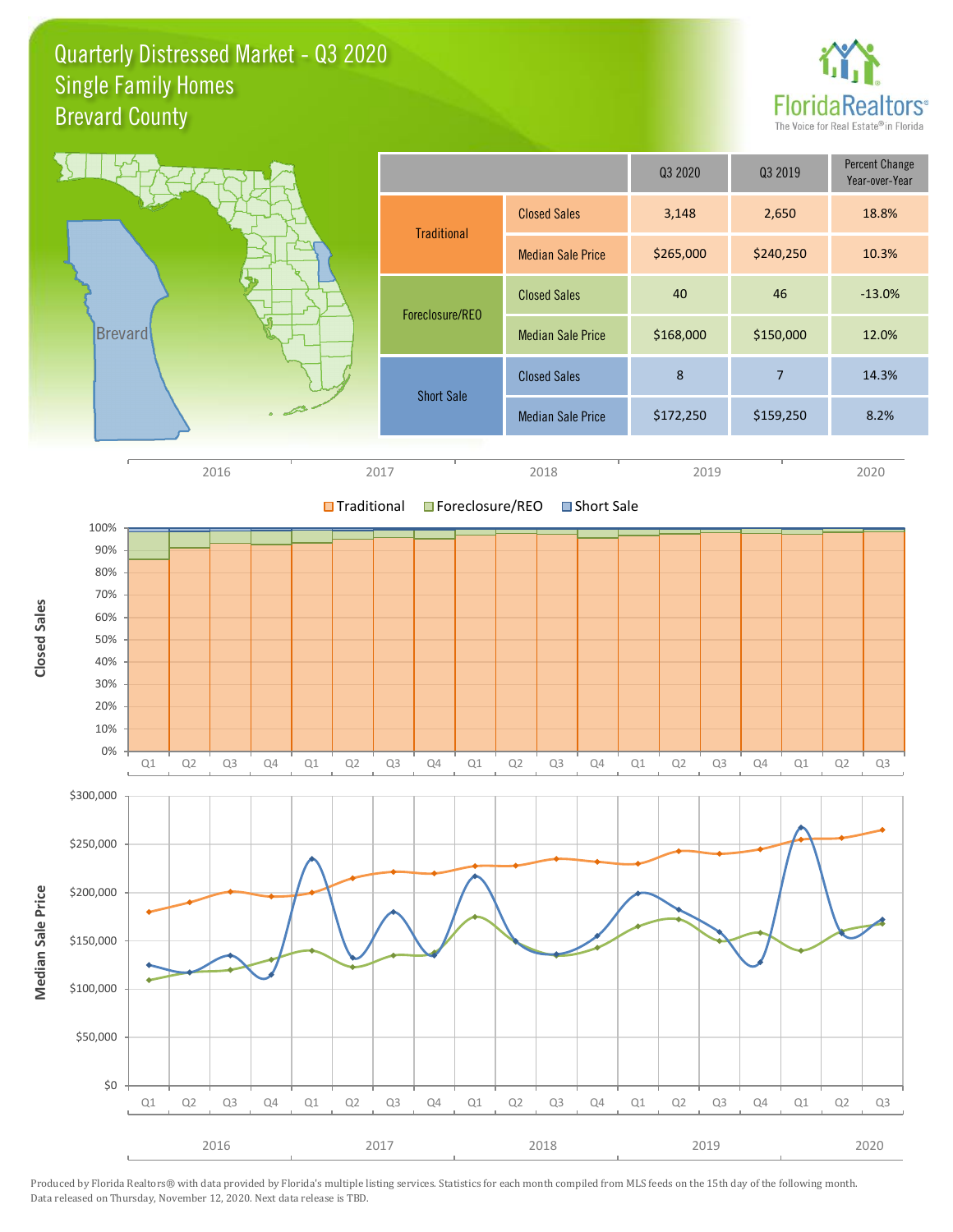# Quarterly Distressed Market - Q3 2020
## Single Family Homes
## Brevard County

FloridaRealtors®
The Voice for Real Estate® in Florida

Brevard

| | | Q3 2020 | Q3 2019 | Percent Change Year-over-Year |
|---|---|---|---|---|
| Traditional | Closed Sales | 3,148 | 2,650 | 18.8% |
| | Median Sale Price | $265,000 | $240,250 | 10.3% |
| Foreclosure/REO | Closed Sales | 40 | 46 | -13.0% |
| | Median Sale Price | $168,000 | $150,000 | 12.0% |
| Short Sale | Closed Sales | 8 | 7 | 14.3% |
| | Median Sale Price | $172,250 | $159,250 | 8.2% |

2016 2017 2018 2019 2020

Traditional Foreclosure/REO Short Sale

Closed Sales

100% 90% 80% 70% 60% 50% 40% 30% 20% 10% 0%

Q1 Q2 Q3 Q4 Q1 Q2 Q3 Q4 Q1 Q2 Q3 Q4 Q1 Q2 Q3 Q4 Q1 Q2 Q3

Median Sale Price

$300,000 $250,000 $200,000 $150,000 $100,000 $50,000 $0

Q1 Q2 Q3 Q4 Q1 Q2 Q3 Q4 Q1 Q2 Q3 Q4 Q1 Q2 Q3 Q4 Q1 Q2 Q3

2016 2017 2018 2019 2020

Produced by Florida Realtors® with data provided by Florida's multiple listing services. Statistics for each month compiled from MLS feeds on the 15th day of the following month.
Data released on Thursday, November 12, 2020. Next data release is TBD.